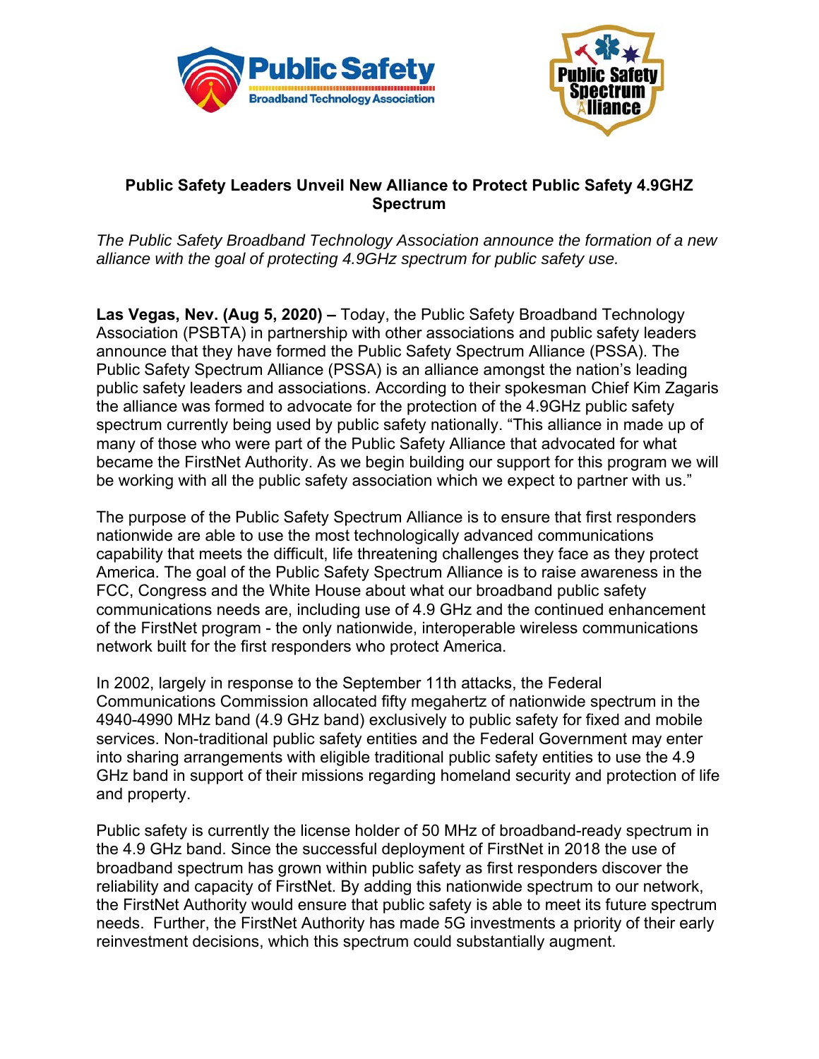**Public Safety Leaders Unveil New Alliance to Protect Public Safety 4.9GHZ Spectrum**

*The Public Safety Broadband Technology Association announce the formation of a new alliance with the goal of protecting 4.9GHz spectrum for public safety use.*

**Las Vegas, Nev. (Aug 5, 2020) –** Today, the Public Safety Broadband Technology Association (PSBTA) in partnership with other associations and public safety leaders announce that they have formed the Public Safety Spectrum Alliance (PSSA). The Public Safety Spectrum Alliance (PSSA) is an alliance amongst the nation's leading public safety leaders and associations. According to their spokesman Chief Kim Zagaris the alliance was formed to advocate for the protection of the 4.9GHz public safety spectrum currently being used by public safety nationally. "This alliance in made up of many of those who were part of the Public Safety Alliance that advocated for what became the FirstNet Authority. As we begin building our support for this program we will be working with all the public safety association which we expect to partner with us."

The purpose of the Public Safety Spectrum Alliance is to ensure that first responders nationwide are able to use the most technologically advanced communications capability that meets the difficult, life threatening challenges they face as they protect America. The goal of the Public Safety Spectrum Alliance is to raise awareness in the FCC, Congress and the White House about what our broadband public safety communications needs are, including use of 4.9 GHz and the continued enhancement of the FirstNet program - the only nationwide, interoperable wireless communications network built for the first responders who protect America.

In 2002, largely in response to the September 11th attacks, the Federal Communications Commission allocated fifty megahertz of nationwide spectrum in the 4940-4990 MHz band (4.9 GHz band) exclusively to public safety for fixed and mobile services. Non-traditional public safety entities and the Federal Government may enter into sharing arrangements with eligible traditional public safety entities to use the 4.9 GHz band in support of their missions regarding homeland security and protection of life and property.

Public safety is currently the license holder of 50 MHz of broadband-ready spectrum in the 4.9 GHz band. Since the successful deployment of FirstNet in 2018 the use of broadband spectrum has grown within public safety as first responders discover the reliability and capacity of FirstNet. By adding this nationwide spectrum to our network, the FirstNet Authority would ensure that public safety is able to meet its future spectrum needs. Further, the FirstNet Authority has made 5G investments a priority of their early reinvestment decisions, which this spectrum could substantially augment.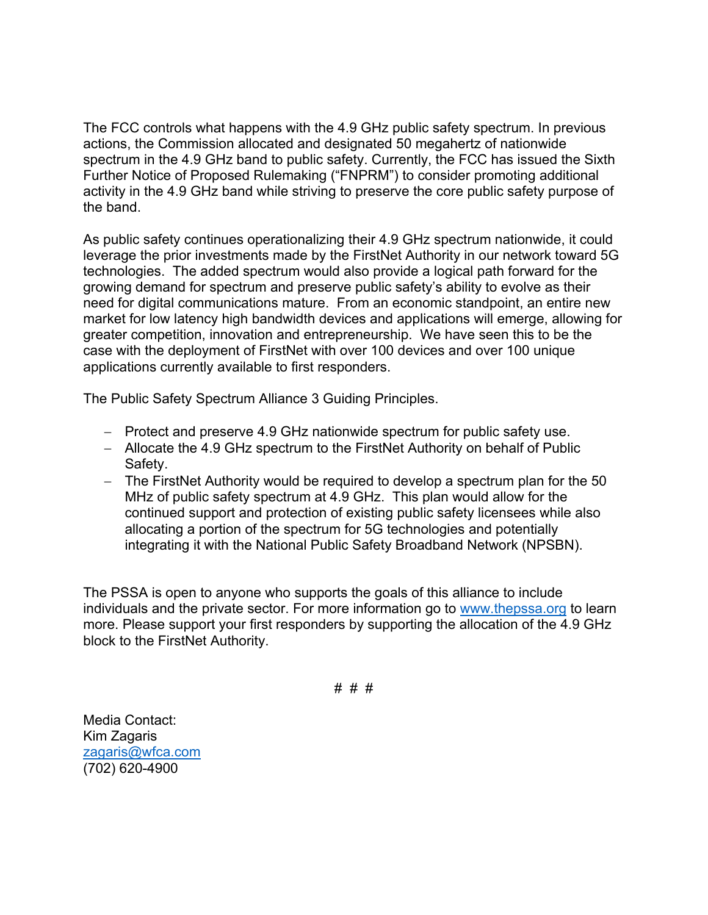The FCC controls what happens with the 4.9 GHz public safety spectrum. In previous actions, the Commission allocated and designated 50 megahertz of nationwide spectrum in the 4.9 GHz band to public safety. Currently, the FCC has issued the Sixth Further Notice of Proposed Rulemaking ("FNPRM") to consider promoting additional activity in the 4.9 GHz band while striving to preserve the core public safety purpose of the band.

As public safety continues operationalizing their 4.9 GHz spectrum nationwide, it could leverage the prior investments made by the FirstNet Authority in our network toward 5G technologies. The added spectrum would also provide a logical path forward for the growing demand for spectrum and preserve public safety's ability to evolve as their need for digital communications mature. From an economic standpoint, an entire new market for low latency high bandwidth devices and applications will emerge, allowing for greater competition, innovation and entrepreneurship. We have seen this to be the case with the deployment of FirstNet with over 100 devices and over 100 unique applications currently available to first responders.

The Public Safety Spectrum Alliance 3 Guiding Principles.

- Protect and preserve 4.9 GHz nationwide spectrum for public safety use.
- Allocate the 4.9 GHz spectrum to the FirstNet Authority on behalf of Public Safety.
- The FirstNet Authority would be required to develop a spectrum plan for the 50 MHz of public safety spectrum at 4.9 GHz. This plan would allow for the continued support and protection of existing public safety licensees while also allocating a portion of the spectrum for 5G technologies and potentially integrating it with the National Public Safety Broadband Network (NPSBN).

The PSSA is open to anyone who supports the goals of this alliance to include individuals and the private sector. For more information go to [www.thepssa.org](http://www.thepssa.org) to learn more. Please support your first responders by supporting the allocation of the 4.9 GHz block to the FirstNet Authority.

# # #

Media Contact:
Kim Zagaris
[zagaris@wfca.com](mailto:zagaris@wfca.com)
(702) 620-4900